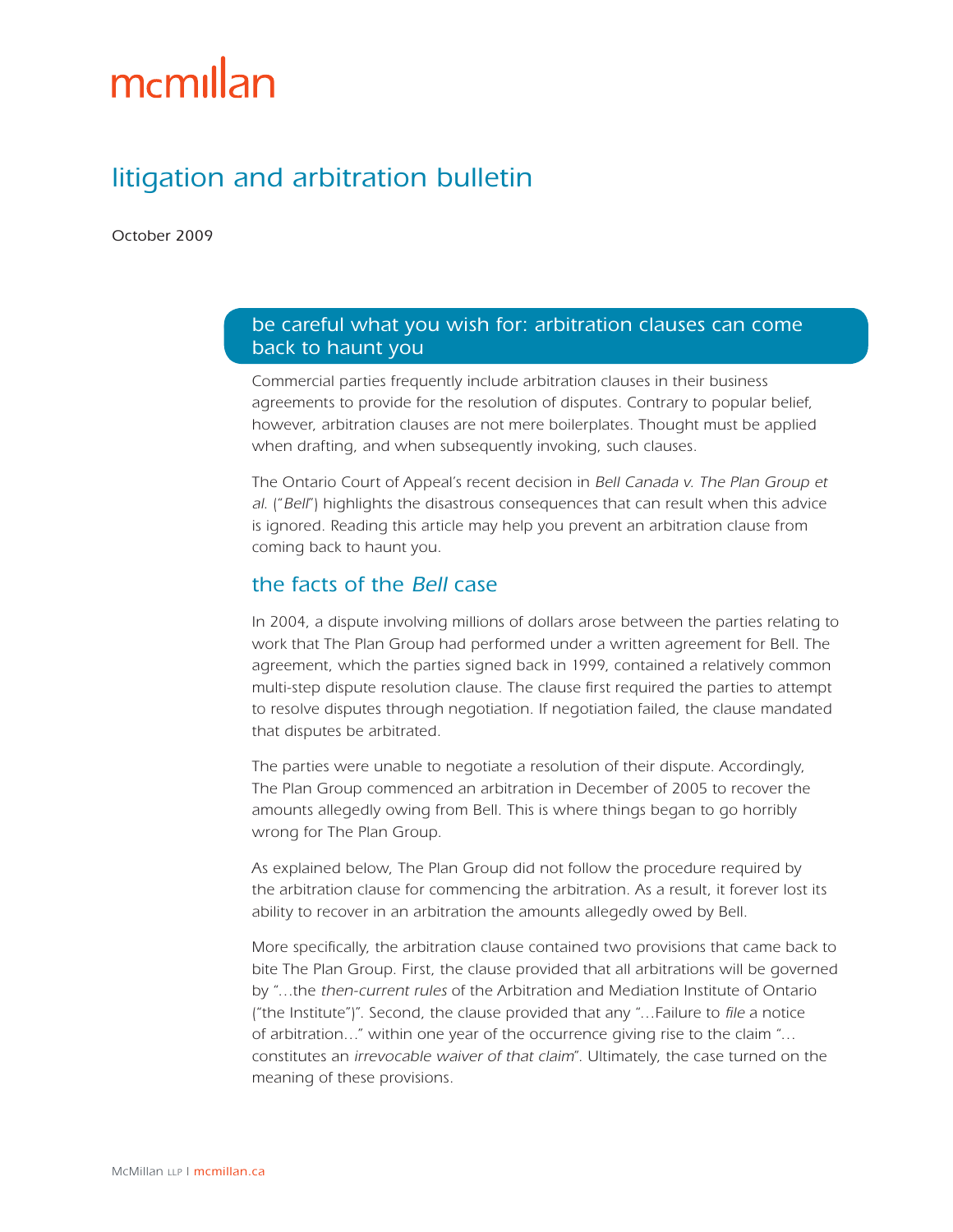# mcmillan

## litigation and arbitration bulletin

October 2009

### be careful what you wish for: arbitration clauses can come back to haunt you

Commercial parties frequently include arbitration clauses in their business agreements to provide for the resolution of disputes. Contrary to popular belief, however, arbitration clauses are not mere boilerplates. Thought must be applied when drafting, and when subsequently invoking, such clauses.

The Ontario Court of Appeal's recent decision in *Bell Canada v. The Plan Group et al.* ("*Bell*") highlights the disastrous consequences that can result when this advice is ignored. Reading this article may help you prevent an arbitration clause from coming back to haunt you.

### the facts of the *Bell* case

In 2004, a dispute involving millions of dollars arose between the parties relating to work that The Plan Group had performed under a written agreement for Bell. The agreement, which the parties signed back in 1999, contained a relatively common multi-step dispute resolution clause. The clause first required the parties to attempt to resolve disputes through negotiation. If negotiation failed, the clause mandated that disputes be arbitrated.

The parties were unable to negotiate a resolution of their dispute. Accordingly, The Plan Group commenced an arbitration in December of 2005 to recover the amounts allegedly owing from Bell. This is where things began to go horribly wrong for The Plan Group.

As explained below, The Plan Group did not follow the procedure required by the arbitration clause for commencing the arbitration. As a result, it forever lost its ability to recover in an arbitration the amounts allegedly owed by Bell.

More specifically, the arbitration clause contained two provisions that came back to bite The Plan Group. First, the clause provided that all arbitrations will be governed by "...the *then-current rules* of the Arbitration and Mediation Institute of Ontario ("the Institute")". Second, the clause provided that any "...Failure to *file* a notice of arbitration..." within one year of the occurrence giving rise to the claim "... constitutes an *irrevocable waiver of that claim*". Ultimately, the case turned on the meaning of these provisions.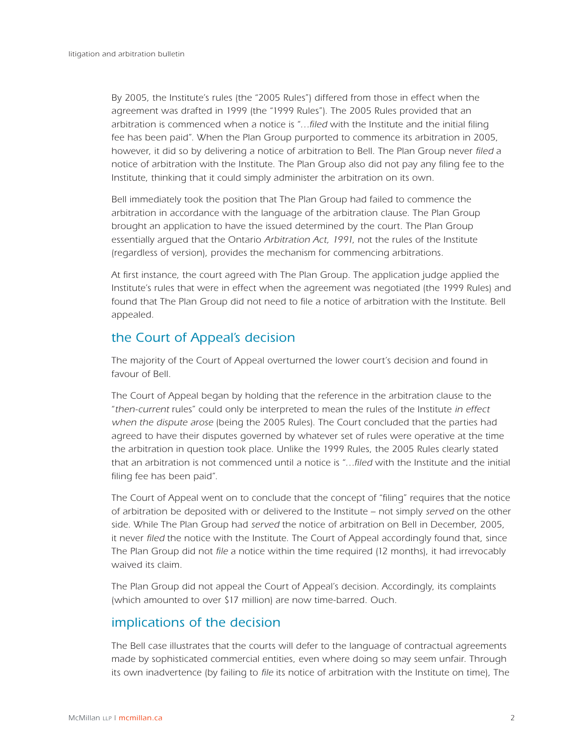By 2005, the Institute's rules (the "2005 Rules") differed from those in effect when the agreement was drafted in 1999 (the "1999 Rules"). The 2005 Rules provided that an arbitration is commenced when a notice is "…*filed* with the Institute and the initial filing fee has been paid". When the Plan Group purported to commence its arbitration in 2005, however, it did so by delivering a notice of arbitration to Bell. The Plan Group never *filed* a notice of arbitration with the Institute. The Plan Group also did not pay any filing fee to the Institute, thinking that it could simply administer the arbitration on its own.

Bell immediately took the position that The Plan Group had failed to commence the arbitration in accordance with the language of the arbitration clause. The Plan Group brought an application to have the issued determined by the court. The Plan Group essentially argued that the Ontario *Arbitration Act, 1991*, not the rules of the Institute (regardless of version), provides the mechanism for commencing arbitrations.

At first instance, the court agreed with The Plan Group. The application judge applied the Institute's rules that were in effect when the agreement was negotiated (the 1999 Rules) and found that The Plan Group did not need to file a notice of arbitration with the Institute. Bell appealed.

## the Court of Appeal's decision

The majority of the Court of Appeal overturned the lower court's decision and found in favour of Bell.

The Court of Appeal began by holding that the reference in the arbitration clause to the "*then-current* rules" could only be interpreted to mean the rules of the Institute *in effect when the dispute arose* (being the 2005 Rules). The Court concluded that the parties had agreed to have their disputes governed by whatever set of rules were operative at the time the arbitration in question took place. Unlike the 1999 Rules, the 2005 Rules clearly stated that an arbitration is not commenced until a notice is "…*filed* with the Institute and the initial filing fee has been paid".

The Court of Appeal went on to conclude that the concept of "filing" requires that the notice of arbitration be deposited with or delivered to the Institute – not simply *served* on the other side. While The Plan Group had *served* the notice of arbitration on Bell in December, 2005, it never *filed* the notice with the Institute. The Court of Appeal accordingly found that, since The Plan Group did not *file* a notice within the time required (12 months), it had irrevocably waived its claim.

The Plan Group did not appeal the Court of Appeal's decision. Accordingly, its complaints (which amounted to over $17 million) are now time-barred. Ouch.

## implications of the decision

The Bell case illustrates that the courts will defer to the language of contractual agreements made by sophisticated commercial entities, even where doing so may seem unfair. Through its own inadvertence (by failing to *file* its notice of arbitration with the Institute on time), The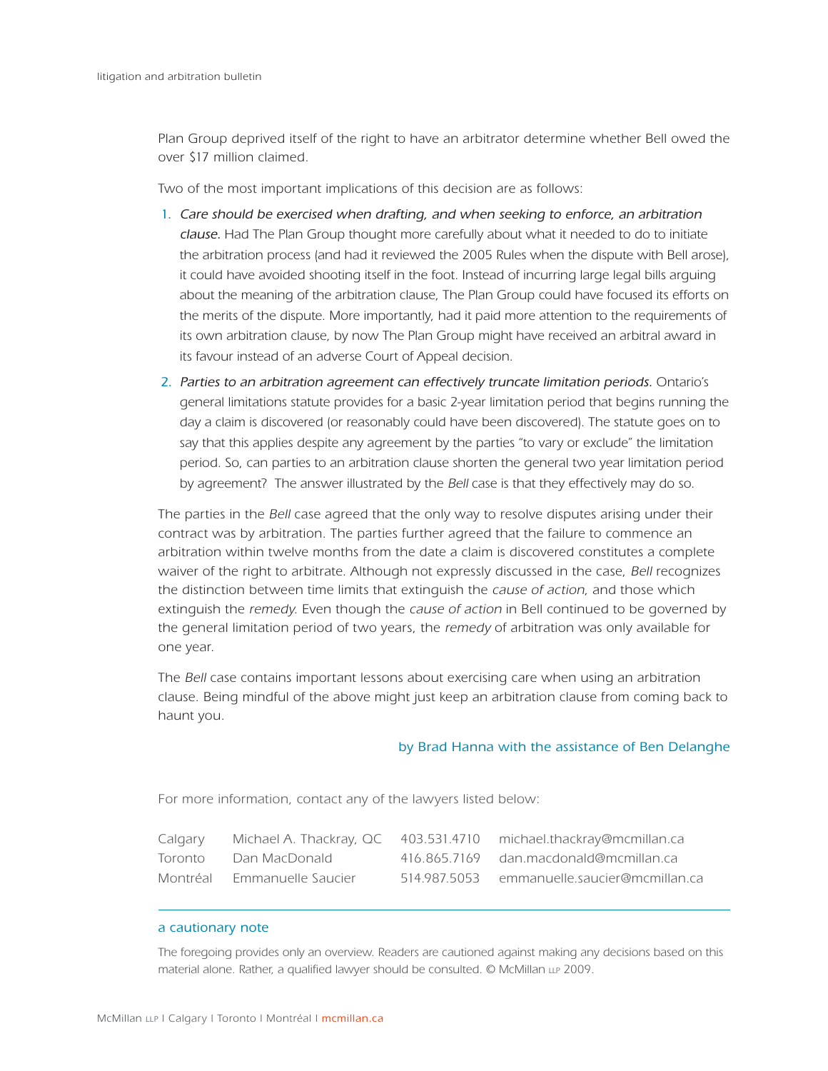Plan Group deprived itself of the right to have an arbitrator determine whether Bell owed the over $17 million claimed.

Two of the most important implications of this decision are as follows:

1. *Care should be exercised when drafting, and when seeking to enforce, an arbitration clause.* Had The Plan Group thought more carefully about what it needed to do to initiate the arbitration process (and had it reviewed the 2005 Rules when the dispute with Bell arose), it could have avoided shooting itself in the foot. Instead of incurring large legal bills arguing about the meaning of the arbitration clause, The Plan Group could have focused its efforts on the merits of the dispute. More importantly, had it paid more attention to the requirements of its own arbitration clause, by now The Plan Group might have received an arbitral award in its favour instead of an adverse Court of Appeal decision.
2. *Parties to an arbitration agreement can effectively truncate limitation periods.* Ontario's general limitations statute provides for a basic 2-year limitation period that begins running the day a claim is discovered (or reasonably could have been discovered). The statute goes on to say that this applies despite any agreement by the parties "to vary or exclude" the limitation period. So, can parties to an arbitration clause shorten the general two year limitation period by agreement? The answer illustrated by the *Bell* case is that they effectively may do so.

The parties in the *Bell* case agreed that the only way to resolve disputes arising under their contract was by arbitration. The parties further agreed that the failure to commence an arbitration within twelve months from the date a claim is discovered constitutes a complete waiver of the right to arbitrate. Although not expressly discussed in the case, *Bell* recognizes the distinction between time limits that extinguish the *cause of action*, and those which extinguish the *remedy*. Even though the *cause of action* in Bell continued to be governed by the general limitation period of two years, the *remedy* of arbitration was only available for one year.

The *Bell* case contains important lessons about exercising care when using an arbitration clause. Being mindful of the above might just keep an arbitration clause from coming back to haunt you.

by Brad Hanna with the assistance of Ben Delanghe

For more information, contact any of the lawyers listed below:

| | | | |
|---|---|---|---|
| Calgary | Michael A. Thackray, QC | 403.531.4710 | michael.thackray@mcmillan.ca |
| Toronto | Dan MacDonald | 416.865.7169 | dan.macdonald@mcmillan.ca |
| Montréal | Emmanuelle Saucier | 514.987.5053 | emmanuelle.saucier@mcmillan.ca |

## a cautionary note

The foregoing provides only an overview. Readers are cautioned against making any decisions based on this material alone. Rather, a qualified lawyer should be consulted. © McMillan LLP 2009.